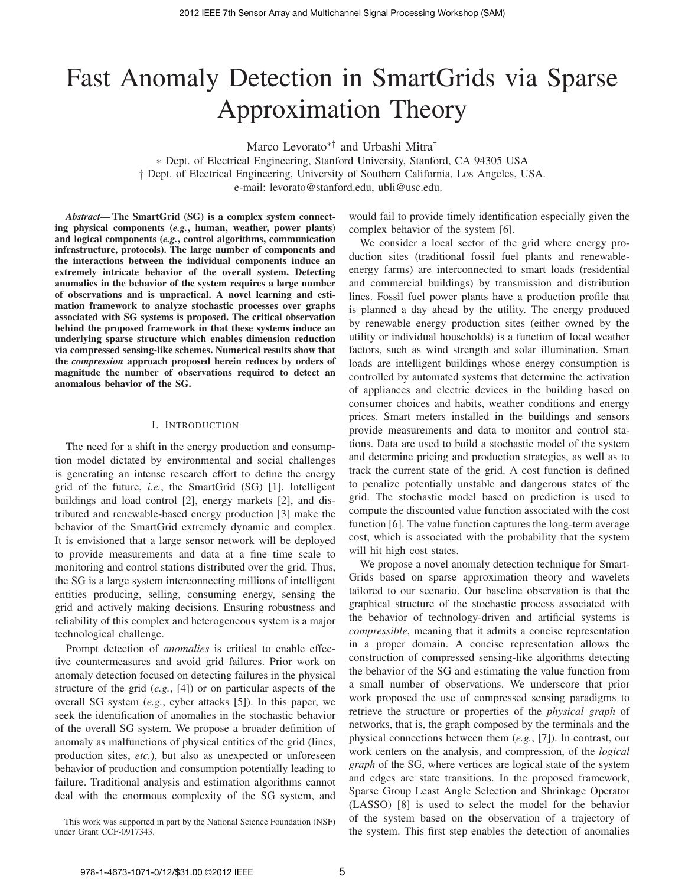# Fast Anomaly Detection in SmartGrids via Sparse Approximation Theory

Marco Levorato[∗†] and Urbashi Mitra[†]

∗ Dept. of Electrical Engineering, Stanford University, Stanford, CA 94305 USA
† Dept. of Electrical Engineering, University of Southern California, Los Angeles, USA.
e-mail: levorato@stanford.edu, ubli@usc.edu.

***Abstract*— The SmartGrid (SG) is a complex system connecting physical components (*e.g.*, human, weather, power plants) and logical components (*e.g.*, control algorithms, communication infrastructure, protocols). The large number of components and the interactions between the individual components induce an extremely intricate behavior of the overall system. Detecting anomalies in the behavior of the system requires a large number of observations and is unpractical. A novel learning and estimation framework to analyze stochastic processes over graphs associated with SG systems is proposed. The critical observation behind the proposed framework in that these systems induce an underlying sparse structure which enables dimension reduction via compressed sensing-like schemes. Numerical results show that the *compression* approach proposed herein reduces by orders of magnitude the number of observations required to detect an anomalous behavior of the SG.**

## I. Introduction

The need for a shift in the energy production and consumption model dictated by environmental and social challenges is generating an intense research effort to define the energy grid of the future, *i.e.*, the SmartGrid (SG) [1]. Intelligent buildings and load control [2], energy markets [2], and distributed and renewable-based energy production [3] make the behavior of the SmartGrid extremely dynamic and complex. It is envisioned that a large sensor network will be deployed to provide measurements and data at a fine time scale to monitoring and control stations distributed over the grid. Thus, the SG is a large system interconnecting millions of intelligent entities producing, selling, consuming energy, sensing the grid and actively making decisions. Ensuring robustness and reliability of this complex and heterogeneous system is a major technological challenge.

Prompt detection of *anomalies* is critical to enable effective countermeasures and avoid grid failures. Prior work on anomaly detection focused on detecting failures in the physical structure of the grid (*e.g.*, [4]) or on particular aspects of the overall SG system (*e.g.*, cyber attacks [5]). In this paper, we seek the identification of anomalies in the stochastic behavior of the overall SG system. We propose a broader definition of anomaly as malfunctions of physical entities of the grid (lines, production sites, *etc.*), but also as unexpected or unforeseen behavior of production and consumption potentially leading to failure. Traditional analysis and estimation algorithms cannot deal with the enormous complexity of the SG system, and would fail to provide timely identification especially given the complex behavior of the system [6].

We consider a local sector of the grid where energy production sites (traditional fossil fuel plants and renewable-energy farms) are interconnected to smart loads (residential and commercial buildings) by transmission and distribution lines. Fossil fuel power plants have a production profile that is planned a day ahead by the utility. The energy produced by renewable energy production sites (either owned by the utility or individual households) is a function of local weather factors, such as wind strength and solar illumination. Smart loads are intelligent buildings whose energy consumption is controlled by automated systems that determine the activation of appliances and electric devices in the building based on consumer choices and habits, weather conditions and energy prices. Smart meters installed in the buildings and sensors provide measurements and data to monitor and control stations. Data are used to build a stochastic model of the system and determine pricing and production strategies, as well as to track the current state of the grid. A cost function is defined to penalize potentially unstable and dangerous states of the grid. The stochastic model based on prediction is used to compute the discounted value function associated with the cost function [6]. The value function captures the long-term average cost, which is associated with the probability that the system will hit high cost states.

We propose a novel anomaly detection technique for SmartGrids based on sparse approximation theory and wavelets tailored to our scenario. Our baseline observation is that the graphical structure of the stochastic process associated with the behavior of technology-driven and artificial systems is *compressible*, meaning that it admits a concise representation in a proper domain. A concise representation allows the construction of compressed sensing-like algorithms detecting the behavior of the SG and estimating the value function from a small number of observations. We underscore that prior work proposed the use of compressed sensing paradigms to retrieve the structure or properties of the *physical graph* of networks, that is, the graph composed by the terminals and the physical connections between them (*e.g.*, [7]). In contrast, our work centers on the analysis, and compression, of the *logical graph* of the SG, where vertices are logical state of the system and edges are state transitions. In the proposed framework, Sparse Group Least Angle Selection and Shrinkage Operator (LASSO) [8] is used to select the model for the behavior of the system based on the observation of a trajectory of the system. This first step enables the detection of anomalies

This work was supported in part by the National Science Foundation (NSF) under Grant CCF-0917343.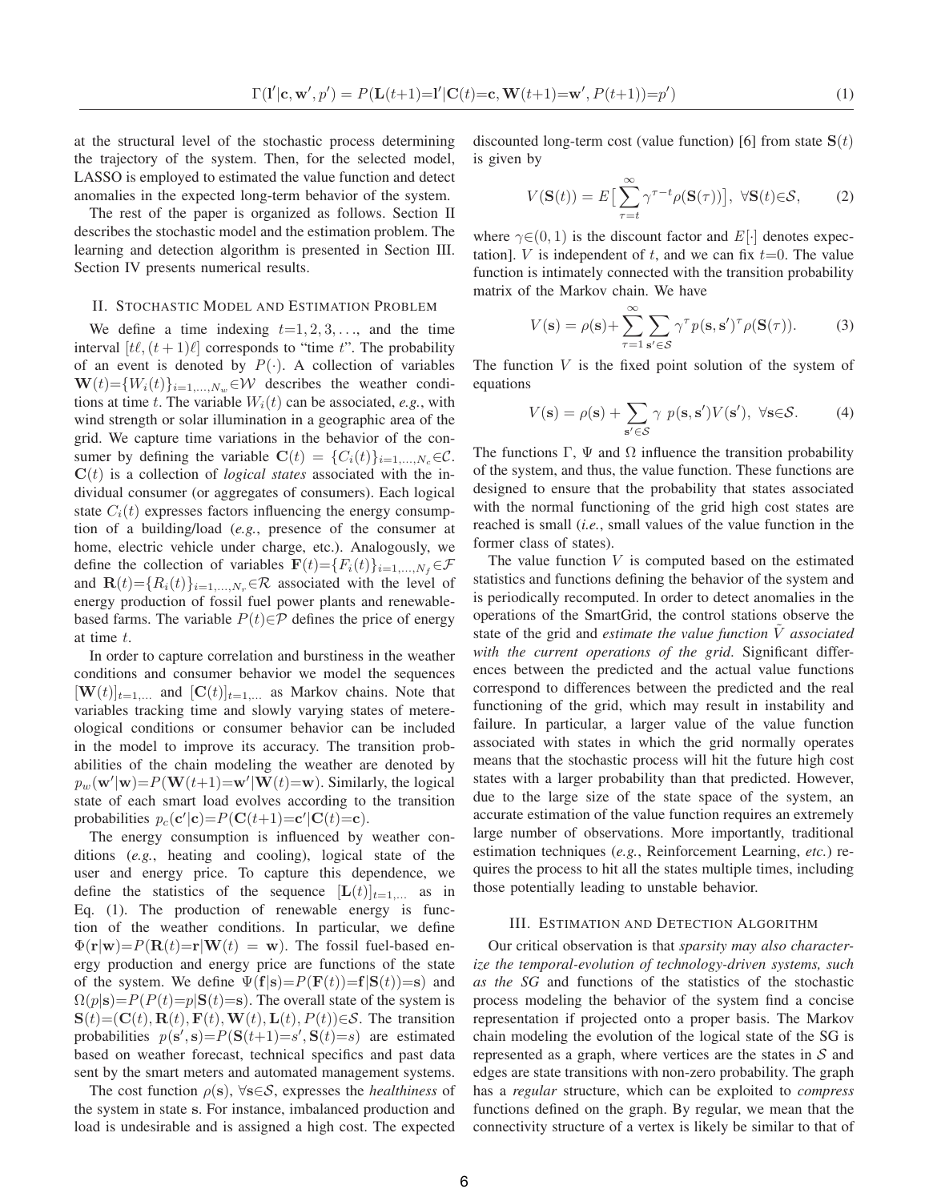$$\Gamma(\mathbf{l}'|\mathbf{c}, \mathbf{w}', p') = P(\mathbf{L}(t{+}1){=}\mathbf{l}'|\mathbf{C}(t){=}\mathbf{c}, \mathbf{W}(t{+}1){=}\mathbf{w}', P(t{+}1)){=}p') \tag{1}$$

at the structural level of the stochastic process determining the trajectory of the system. Then, for the selected model, LASSO is employed to estimated the value function and detect anomalies in the expected long-term behavior of the system.

The rest of the paper is organized as follows. Section II describes the stochastic model and the estimation problem. The learning and detection algorithm is presented in Section III. Section IV presents numerical results.

## II. Stochastic Model and Estimation Problem

We define a time indexing $t{=}1, 2, 3, \ldots$, and the time interval $[t\ell, (t+1)\ell]$ corresponds to "time $t$". The probability of an event is denoted by $P(\cdot)$. A collection of variables $\mathbf{W}(t){=}\{W_i(t)\}_{i=1,\ldots,N_w}{\in}\mathcal{W}$ describes the weather conditions at time $t$. The variable $W_i(t)$ can be associated, *e.g.*, with wind strength or solar illumination in a geographic area of the grid. We capture time variations in the behavior of the consumer by defining the variable $\mathbf{C}(t) = \{C_i(t)\}_{i=1,\ldots,N_c}{\in}\mathcal{C}$. $\mathbf{C}(t)$ is a collection of *logical states* associated with the individual consumer (or aggregates of consumers). Each logical state $C_i(t)$ expresses factors influencing the energy consumption of a building/load (*e.g.*, presence of the consumer at home, electric vehicle under charge, etc.). Analogously, we define the collection of variables $\mathbf{F}(t){=}\{F_i(t)\}_{i=1,\ldots,N_f}{\in}\mathcal{F}$ and $\mathbf{R}(t){=}\{R_i(t)\}_{i=1,\ldots,N_r}{\in}\mathcal{R}$ associated with the level of energy production of fossil fuel power plants and renewable-based farms. The variable $P(t){\in}\mathcal{P}$ defines the price of energy at time $t$.

In order to capture correlation and burstiness in the weather conditions and consumer behavior we model the sequences $[\mathbf{W}(t)]_{t=1,\ldots}$ and $[\mathbf{C}(t)]_{t=1,\ldots}$ as Markov chains. Note that variables tracking time and slowly varying states of metereological conditions or consumer behavior can be included in the model to improve its accuracy. The transition probabilities of the chain modeling the weather are denoted by $p_w(\mathbf{w}'|\mathbf{w}){=}P(\mathbf{W}(t{+}1){=}\mathbf{w}'|\mathbf{W}(t){=}\mathbf{w})$. Similarly, the logical state of each smart load evolves according to the transition probabilities $p_c(\mathbf{c}'|\mathbf{c}){=}P(\mathbf{C}(t{+}1){=}\mathbf{c}'|\mathbf{C}(t){=}\mathbf{c})$.

The energy consumption is influenced by weather conditions (*e.g.*, heating and cooling), logical state of the user and energy price. To capture this dependence, we define the statistics of the sequence $[\mathbf{L}(t)]_{t=1,\ldots}$ as in Eq. (1). The production of renewable energy is function of the weather conditions. In particular, we define $\Phi(\mathbf{r}|\mathbf{w}){=}P(\mathbf{R}(t){=}\mathbf{r}|\mathbf{W}(t) = \mathbf{w})$. The fossil fuel-based energy production and energy price are functions of the state of the system. We define $\Psi(\mathbf{f}|\mathbf{s}){=}P(\mathbf{F}(t)){=}\mathbf{f}|\mathbf{S}(t)){=}\mathbf{s})$ and $\Omega(p|\mathbf{s}){=}P(P(t){=}p|\mathbf{S}(t){=}\mathbf{s})$. The overall state of the system is $\mathbf{S}(t){=}(\mathbf{C}(t), \mathbf{R}(t), \mathbf{F}(t), \mathbf{W}(t), \mathbf{L}(t), P(t)){\in}\mathcal{S}$. The transition probabilities $p(\mathbf{s}', \mathbf{s}){=}P(\mathbf{S}(t{+}1){=}s', \mathbf{S}(t){=}s)$ are estimated based on weather forecast, technical specifics and past data sent by the smart meters and automated management systems.

The cost function $\rho(\mathbf{s})$, $\forall \mathbf{s}{\in}\mathcal{S}$, expresses the *healthiness* of the system in state $\mathbf{s}$. For instance, imbalanced production and load is undesirable and is assigned a high cost. The expected discounted long-term cost (value function) [6] from state $\mathbf{S}(t)$ is given by

$$V(\mathbf{S}(t)) = E\big[\sum_{\tau=t}^{\infty} \gamma^{\tau-t} \rho(\mathbf{S}(\tau))\big], \;\; \forall \mathbf{S}(t){\in}\mathcal{S}, \tag{2}$$

where $\gamma{\in}(0, 1)$ is the discount factor and $E[\cdot]$ denotes expectation]. $V$ is independent of $t$, and we can fix $t{=}0$. The value function is intimately connected with the transition probability matrix of the Markov chain. We have

$$V(\mathbf{s}) = \rho(\mathbf{s}){+}\sum_{\tau=1}^{\infty} \sum_{\mathbf{s}'\in\mathcal{S}} \gamma^{\tau} p(\mathbf{s}, \mathbf{s}')^{\tau} \rho(\mathbf{S}(\tau)). \tag{3}$$

The function $V$ is the fixed point solution of the system of equations

$$V(\mathbf{s}) = \rho(\mathbf{s}) + \sum_{\mathbf{s}'\in\mathcal{S}} \gamma \; p(\mathbf{s}, \mathbf{s}')V(\mathbf{s}'), \;\; \forall \mathbf{s}{\in}\mathcal{S}. \tag{4}$$

The functions $\Gamma$, $\Psi$ and $\Omega$ influence the transition probability of the system, and thus, the value function. These functions are designed to ensure that the probability that states associated with the normal functioning of the grid high cost states are reached is small (*i.e.*, small values of the value function in the former class of states).

The value function $V$ is computed based on the estimated statistics and functions defining the behavior of the system and is periodically recomputed. In order to detect anomalies in the operations of the SmartGrid, the control stations observe the state of the grid and *estimate the value function $\tilde{V}$ associated with the current operations of the grid*. Significant differences between the predicted and the actual value functions correspond to differences between the predicted and the real functioning of the grid, which may result in instability and failure. In particular, a larger value of the value function associated with states in which the grid normally operates means that the stochastic process will hit the future high cost states with a larger probability than that predicted. However, due to the large size of the state space of the system, an accurate estimation of the value function requires an extremely large number of observations. More importantly, traditional estimation techniques (*e.g.*, Reinforcement Learning, *etc.*) requires the process to hit all the states multiple times, including those potentially leading to unstable behavior.

## III. Estimation and Detection Algorithm

Our critical observation is that *sparsity may also characterize the temporal-evolution of technology-driven systems, such as the SG* and functions of the statistics of the stochastic process modeling the behavior of the system find a concise representation if projected onto a proper basis. The Markov chain modeling the evolution of the logical state of the SG is represented as a graph, where vertices are the states in $\mathcal{S}$ and edges are state transitions with non-zero probability. The graph has a *regular* structure, which can be exploited to *compress* functions defined on the graph. By regular, we mean that the connectivity structure of a vertex is likely be similar to that of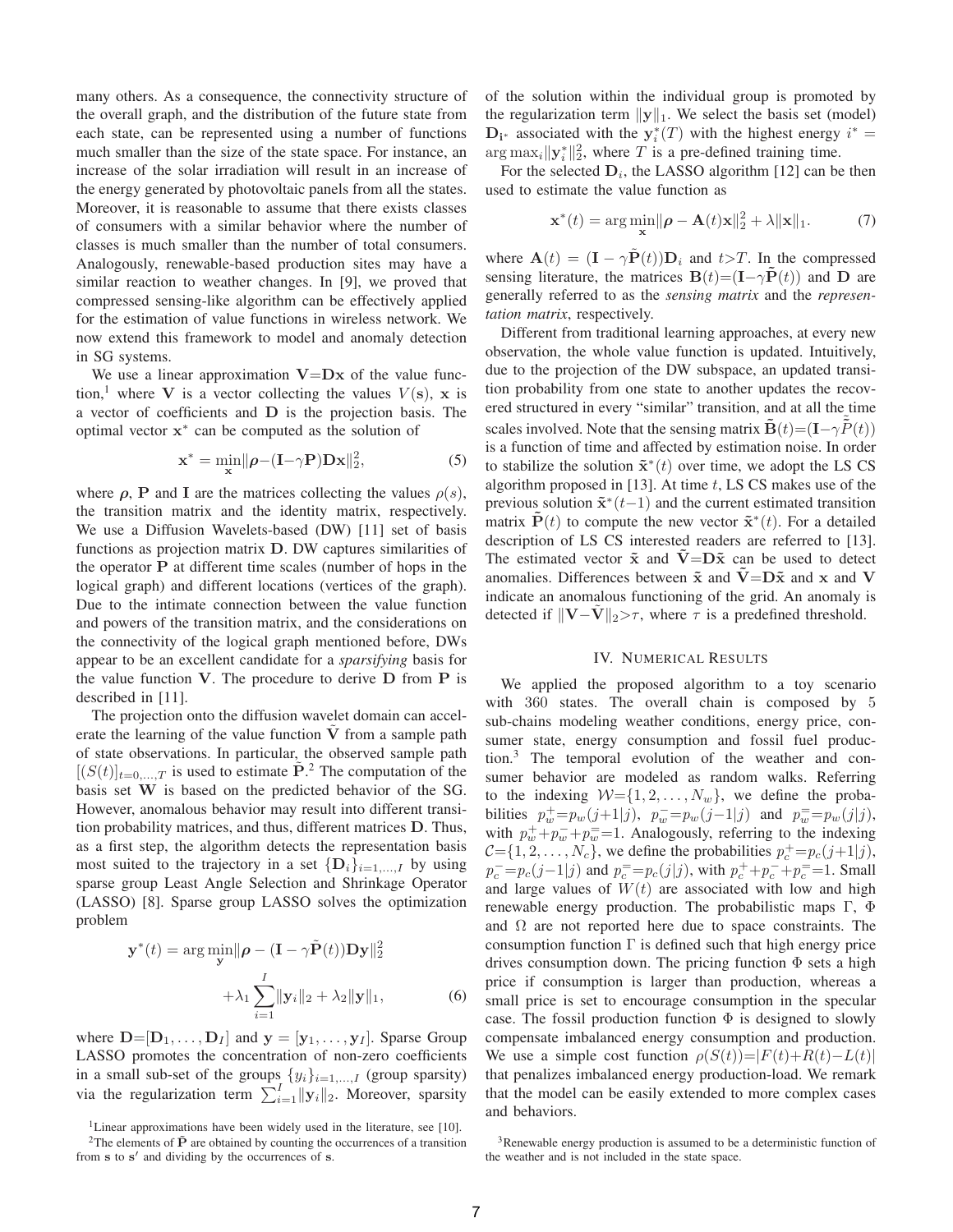many others. As a consequence, the connectivity structure of the overall graph, and the distribution of the future state from each state, can be represented using a number of functions much smaller than the size of the state space. For instance, an increase of the solar irradiation will result in an increase of the energy generated by photovoltaic panels from all the states. Moreover, it is reasonable to assume that there exists classes of consumers with a similar behavior where the number of classes is much smaller than the number of total consumers. Analogously, renewable-based production sites may have a similar reaction to weather changes. In [9], we proved that compressed sensing-like algorithm can be effectively applied for the estimation of value functions in wireless network. We now extend this framework to model and anomaly detection in SG systems.

We use a linear approximation $\mathbf{V}{=}\mathbf{D}\mathbf{x}$ of the value function,[1] where $\mathbf{V}$ is a vector collecting the values $V(\mathbf{s})$, $\mathbf{x}$ is a vector of coefficients and $\mathbf{D}$ is the projection basis. The optimal vector $\mathbf{x}^*$ can be computed as the solution of

$$\mathbf{x}^* = \min_{\mathbf{x}} \|\boldsymbol{\rho} - (\mathbf{I} - \gamma \mathbf{P})\mathbf{D}\mathbf{x}\|_2^2, \tag{5}$$

where $\boldsymbol{\rho}$, $\mathbf{P}$ and $\mathbf{I}$ are the matrices collecting the values $\rho(s)$, the transition matrix and the identity matrix, respectively. We use a Diffusion Wavelets-based (DW) [11] set of basis functions as projection matrix $\mathbf{D}$. DW captures similarities of the operator $\mathbf{P}$ at different time scales (number of hops in the logical graph) and different locations (vertices of the graph). Due to the intimate connection between the value function and powers of the transition matrix, and the considerations on the connectivity of the logical graph mentioned before, DWs appear to be an excellent candidate for a *sparsifying* basis for the value function $\mathbf{V}$. The procedure to derive $\mathbf{D}$ from $\mathbf{P}$ is described in [11].

The projection onto the diffusion wavelet domain can accelerate the learning of the value function $\tilde{\mathbf{V}}$ from a sample path of state observations. In particular, the observed sample path $[(S(t)]_{t=0,\dots,T}$ is used to estimate $\tilde{\mathbf{P}}$.[2] The computation of the basis set $\mathbf{W}$ is based on the predicted behavior of the SG. However, anomalous behavior may result into different transition probability matrices, and thus, different matrices $\mathbf{D}$. Thus, as a first step, the algorithm detects the representation basis most suited to the trajectory in a set $\{\mathbf{D}_i\}_{i=1,\dots,I}$ by using sparse group Least Angle Selection and Shrinkage Operator (LASSO) [8]. Sparse group LASSO solves the optimization problem

$$\mathbf{y}^*(t) = \arg\min_{\mathbf{y}} \|\boldsymbol{\rho} - (\mathbf{I} - \gamma \tilde{\mathbf{P}}(t))\mathbf{D}\mathbf{y}\|_2^2 + \lambda_1 \sum_{i=1}^{I} \|\mathbf{y}_i\|_2 + \lambda_2 \|\mathbf{y}\|_1, \tag{6}$$

where $\mathbf{D}{=}[\mathbf{D}_1, \dots, \mathbf{D}_I]$ and $\mathbf{y} = [\mathbf{y}_1, \dots, \mathbf{y}_I]$. Sparse Group LASSO promotes the concentration of non-zero coefficients in a small sub-set of the groups $\{y_i\}_{i=1,\dots,I}$ (group sparsity) via the regularization term $\sum_{i=1}^{I}\|\mathbf{y}_i\|_2$. Moreover, sparsity of the solution within the individual group is promoted by the regularization term $\|\mathbf{y}\|_1$. We select the basis set (model) $\mathbf{D}_{\mathbf{i}^*}$ associated with the $\mathbf{y}_i^*(T)$ with the highest energy $i^* = \arg\max_i \|\mathbf{y}_i^*\|_2^2$, where $T$ is a pre-defined training time.

For the selected $\mathbf{D}_i$, the LASSO algorithm [12] can be then used to estimate the value function as

$$\mathbf{x}^*(t) = \arg\min_{\mathbf{x}} \|\boldsymbol{\rho} - \mathbf{A}(t)\mathbf{x}\|_2^2 + \lambda \|\mathbf{x}\|_1. \tag{7}$$

where $\mathbf{A}(t) = (\mathbf{I} - \gamma \tilde{\mathbf{P}}(t))\mathbf{D}_i$ and $t{>}T$. In the compressed sensing literature, the matrices $\mathbf{B}(t){=}(\mathbf{I}{-}\gamma\tilde{\mathbf{P}}(t))$ and $\mathbf{D}$ are generally referred to as the *sensing matrix* and the *representation matrix*, respectively.

Different from traditional learning approaches, at every new observation, the whole value function is updated. Intuitively, due to the projection of the DW subspace, an updated transition probability from one state to another updates the recovered structured in every "similar" transition, and at all the time scales involved. Note that the sensing matrix $\tilde{\mathbf{B}}(t){=}(\mathbf{I}{-}\gamma\tilde{\tilde{P}}(t))$ is a function of time and affected by estimation noise. In order to stabilize the solution $\tilde{\mathbf{x}}^*(t)$ over time, we adopt the LS CS algorithm proposed in [13]. At time $t$, LS CS makes use of the previous solution $\tilde{\mathbf{x}}^*(t{-}1)$ and the current estimated transition matrix $\tilde{\mathbf{P}}(t)$ to compute the new vector $\tilde{\mathbf{x}}^*(t)$. For a detailed description of LS CS interested readers are referred to [13]. The estimated vector $\tilde{\mathbf{x}}$ and $\tilde{\mathbf{V}}{=}\mathbf{D}\tilde{\mathbf{x}}$ can be used to detect anomalies. Differences between $\tilde{\mathbf{x}}$ and $\tilde{\mathbf{V}}{=}\mathbf{D}\tilde{\mathbf{x}}$ and $\mathbf{x}$ and $\mathbf{V}$ indicate an anomalous functioning of the grid. An anomaly is detected if $\|\mathbf{V}{-}\tilde{\mathbf{V}}\|_2{>}\tau$, where $\tau$ is a predefined threshold.

## IV. Numerical Results

We applied the proposed algorithm to a toy scenario with 360 states. The overall chain is composed by 5 sub-chains modeling weather conditions, energy price, consumer state, energy consumption and fossil fuel production.[3] The temporal evolution of the weather and consumer behavior are modeled as random walks. Referring to the indexing $\mathcal{W}{=}\{1, 2, \dots, N_w\}$, we define the probabilities $p_w^+{=}p_w(j{+}1|j)$, $p_w^-{=}p_w(j{-}1|j)$ and $p_w^={=}p_w(j|j)$, with $p_w^+{+}p_w^-{+}p_w^={=}1$. Analogously, referring to the indexing $\mathcal{C}{=}\{1, 2, \dots, N_c\}$, we define the probabilities $p_c^+{=}p_c(j{+}1|j)$, $p_c^-{=}p_c(j{-}1|j)$ and $p_c^={=}p_c(j|j)$, with $p_c^+{+}p_c^-{+}p_c^={=}1$. Small and large values of $W(t)$ are associated with low and high renewable energy production. The probabilistic maps $\Gamma$, $\Phi$ and $\Omega$ are not reported here due to space constraints. The consumption function $\Gamma$ is defined such that high energy price drives consumption down. The pricing function $\Phi$ sets a high price if consumption is larger than production, whereas a small price is set to encourage consumption in the specular case. The fossil production function $\Phi$ is designed to slowly compensate imbalanced energy consumption and production. We use a simple cost function $\rho(S(t)){=}|F(t){+}R(t){-}L(t)|$ that penalizes imbalanced energy production-load. We remark that the model can be easily extended to more complex cases and behaviors.

[1] Linear approximations have been widely used in the literature, see [10].

[2] The elements of $\tilde{\mathbf{P}}$ are obtained by counting the occurrences of a transition from $\mathbf{s}$ to $\mathbf{s}'$ and dividing by the occurrences of $\mathbf{s}$.

[3] Renewable energy production is assumed to be a deterministic function of the weather and is not included in the state space.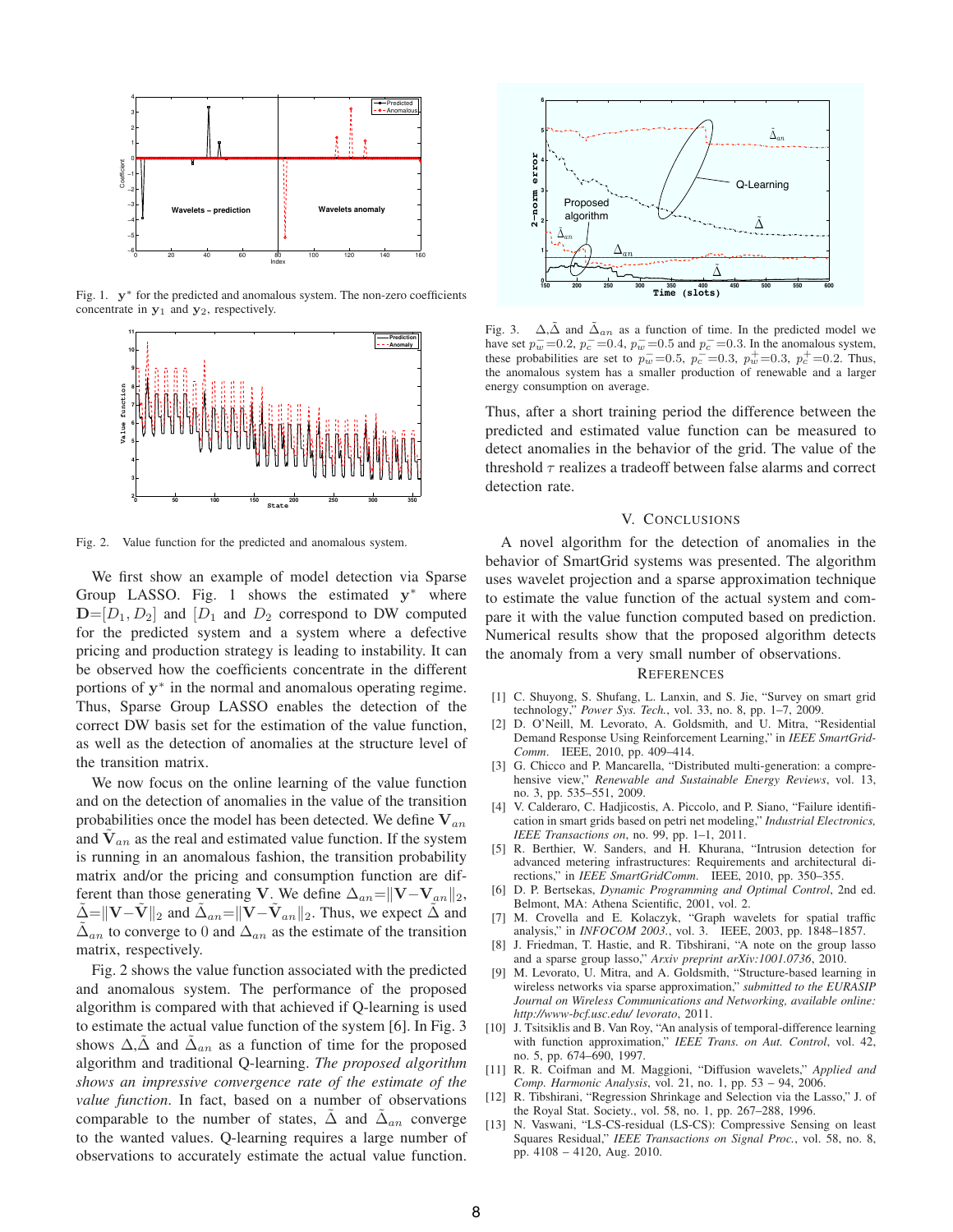Predicted
Anomalous
Coefficient
Wavelets – prediction
Wavelets anomaly
Index

Fig. 1. $\mathbf{y}^*$ for the predicted and anomalous system. The non-zero coefficients concentrate in $\mathbf{y}_1$ and $\mathbf{y}_2$, respectively.

Prediction
Anomaly
Value function
State

Fig. 2. Value function for the predicted and anomalous system.

We first show an example of model detection via Sparse Group LASSO. Fig. 1 shows the estimated $\mathbf{y}^*$ where $\mathbf{D}=[D_1, D_2]$ and $[D_1$ and $D_2$ correspond to DW computed for the predicted system and a system where a defective pricing and production strategy is leading to instability. It can be observed how the coefficients concentrate in the different portions of $\mathbf{y}^*$ in the normal and anomalous operating regime. Thus, Sparse Group LASSO enables the detection of the correct DW basis set for the estimation of the value function, as well as the detection of anomalies at the structure level of the transition matrix.

We now focus on the online learning of the value function and on the detection of anomalies in the value of the transition probabilities once the model has been detected. We define $\mathbf{V}_{an}$ and $\tilde{\mathbf{V}}_{an}$ as the real and estimated value function. If the system is running in an anomalous fashion, the transition probability matrix and/or the pricing and consumption function are different than those generating $\mathbf{V}$. We define $\Delta_{an}=\|\mathbf{V}-\mathbf{V}_{an}\|_2$, $\tilde{\Delta}=\|\mathbf{V}-\tilde{\mathbf{V}}\|_2$ and $\tilde{\Delta}_{an}=\|\mathbf{V}-\tilde{\mathbf{V}}_{an}\|_2$. Thus, we expect $\tilde{\Delta}$ and $\tilde{\Delta}_{an}$ to converge to 0 and $\Delta_{an}$ as the estimate of the transition matrix, respectively.

Fig. 2 shows the value function associated with the predicted and anomalous system. The performance of the proposed algorithm is compared with that achieved if Q-learning is used to estimate the actual value function of the system [6]. In Fig. 3 shows $\Delta$,$\tilde{\Delta}$ and $\tilde{\Delta}_{an}$ as a function of time for the proposed algorithm and traditional Q-learning. *The proposed algorithm shows an impressive convergence rate of the estimate of the value function.* In fact, based on a number of observations comparable to the number of states, $\tilde{\Delta}$ and $\tilde{\Delta}_{an}$ converge to the wanted values. Q-learning requires a large number of observations to accurately estimate the actual value function.

2-norm error
Time (slots)
Q-Learning
Proposed algorithm
$\tilde{\Delta}_{an}$
$\tilde{\Delta}$
$\Delta_{an}$

Fig. 3. $\Delta$,$\tilde{\Delta}$ and $\tilde{\Delta}_{an}$ as a function of time. In the predicted model we have set $p_w^-$=0.2, $p_c^-$=0.4, $p_w^-$=0.5 and $p_c^-$=0.3. In the anomalous system, these probabilities are set to $p_w^-$=0.5, $p_c^-$=0.3, $p_w^+$=0.3, $p_c^+$=0.2. Thus, the anomalous system has a smaller production of renewable and a larger energy consumption on average.

Thus, after a short training period the difference between the predicted and estimated value function can be measured to detect anomalies in the behavior of the grid. The value of the threshold $\tau$ realizes a tradeoff between false alarms and correct detection rate.

## V. Conclusions

A novel algorithm for the detection of anomalies in the behavior of SmartGrid systems was presented. The algorithm uses wavelet projection and a sparse approximation technique to estimate the value function of the actual system and compare it with the value function computed based on prediction. Numerical results show that the proposed algorithm detects the anomaly from a very small number of observations.

## References

[1] C. Shuyong, S. Shufang, L. Lanxin, and S. Jie, "Survey on smart grid technology," *Power Sys. Tech.*, vol. 33, no. 8, pp. 1–7, 2009.

[2] D. O'Neill, M. Levorato, A. Goldsmith, and U. Mitra, "Residential Demand Response Using Reinforcement Learning," in *IEEE SmartGrid-Comm*. IEEE, 2010, pp. 409–414.

[3] G. Chicco and P. Mancarella, "Distributed multi-generation: a comprehensive view," *Renewable and Sustainable Energy Reviews*, vol. 13, no. 3, pp. 535–551, 2009.

[4] V. Calderaro, C. Hadjicostis, A. Piccolo, and P. Siano, "Failure identification in smart grids based on petri net modeling," *Industrial Electronics, IEEE Transactions on*, no. 99, pp. 1–1, 2011.

[5] R. Berthier, W. Sanders, and H. Khurana, "Intrusion detection for advanced metering infrastructures: Requirements and architectural directions," in *IEEE SmartGridComm*. IEEE, 2010, pp. 350–355.

[6] D. P. Bertsekas, *Dynamic Programming and Optimal Control*, 2nd ed. Belmont, MA: Athena Scientific, 2001, vol. 2.

[7] M. Crovella and E. Kolaczyk, "Graph wavelets for spatial traffic analysis," in *INFOCOM 2003.*, vol. 3. IEEE, 2003, pp. 1848–1857.

[8] J. Friedman, T. Hastie, and R. Tibshirani, "A note on the group lasso and a sparse group lasso," *Arxiv preprint arXiv:1001.0736*, 2010.

[9] M. Levorato, U. Mitra, and A. Goldsmith, "Structure-based learning in wireless networks via sparse approximation," *submitted to the EURASIP Journal on Wireless Communications and Networking, available online: http://www-bcf.usc.edu/ levorato*, 2011.

[10] J. Tsitsiklis and B. Van Roy, "An analysis of temporal-difference learning with function approximation," *IEEE Trans. on Aut. Control*, vol. 42, no. 5, pp. 674–690, 1997.

[11] R. R. Coifman and M. Maggioni, "Diffusion wavelets," *Applied and Comp. Harmonic Analysis*, vol. 21, no. 1, pp. 53 – 94, 2006.

[12] R. Tibshirani, "Regression Shrinkage and Selection via the Lasso," J. of the Royal Stat. Society., vol. 58, no. 1, pp. 267–288, 1996.

[13] N. Vaswani, "LS-CS-residual (LS-CS): Compressive Sensing on least Squares Residual," *IEEE Transactions on Signal Proc.*, vol. 58, no. 8, pp. 4108 – 4120, Aug. 2010.